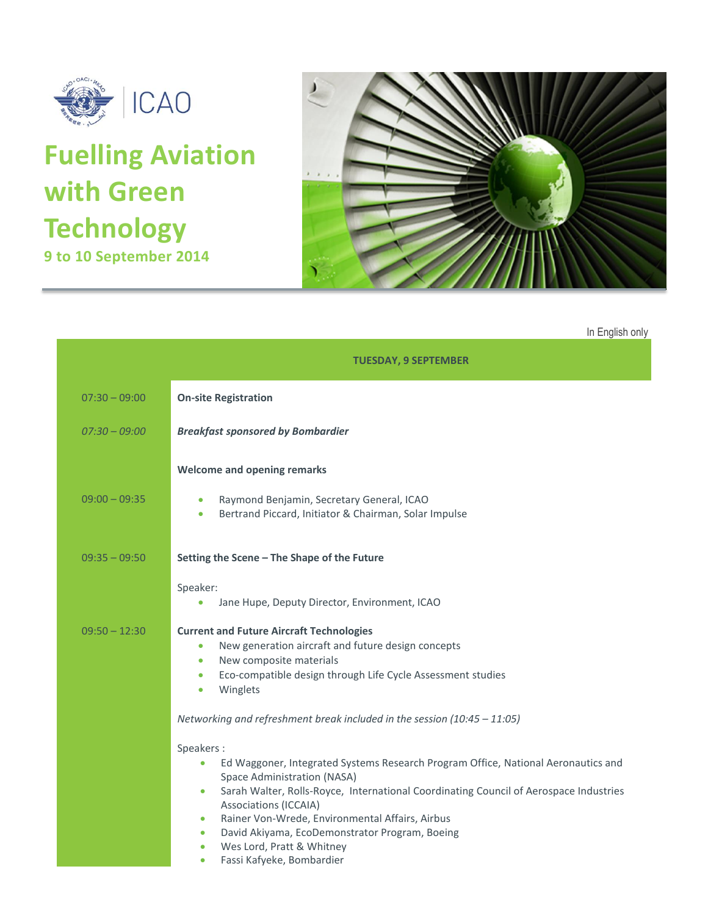ICAO

# Fuelling Aviation with Green Technology

**9 to 10 September 2014**

In English only

| TUESDAY, 9 SEPTEMBER | |
|---|---|
| 07:30 – 09:00 | **On-site Registration** |
| *07:30 – 09:00* | ***Breakfast sponsored by Bombardier*** |
| 09:00 – 09:35 | **Welcome and opening remarks**<br>• Raymond Benjamin, Secretary General, ICAO<br>• Bertrand Piccard, Initiator & Chairman, Solar Impulse |
| 09:35 – 09:50 | **Setting the Scene – The Shape of the Future**<br><br>Speaker:<br>• Jane Hupe, Deputy Director, Environment, ICAO |
| 09:50 – 12:30 | **Current and Future Aircraft Technologies**<br>• New generation aircraft and future design concepts<br>• New composite materials<br>• Eco-compatible design through Life Cycle Assessment studies<br>• Winglets<br><br>*Networking and refreshment break included in the session (10:45 – 11:05)*<br><br>Speakers :<br>• Ed Waggoner, Integrated Systems Research Program Office, National Aeronautics and Space Administration (NASA)<br>• Sarah Walter, Rolls-Royce, International Coordinating Council of Aerospace Industries Associations (ICCAIA)<br>• Rainer Von-Wrede, Environmental Affairs, Airbus<br>• David Akiyama, EcoDemonstrator Program, Boeing<br>• Wes Lord, Pratt & Whitney<br>• Fassi Kafyeke, Bombardier |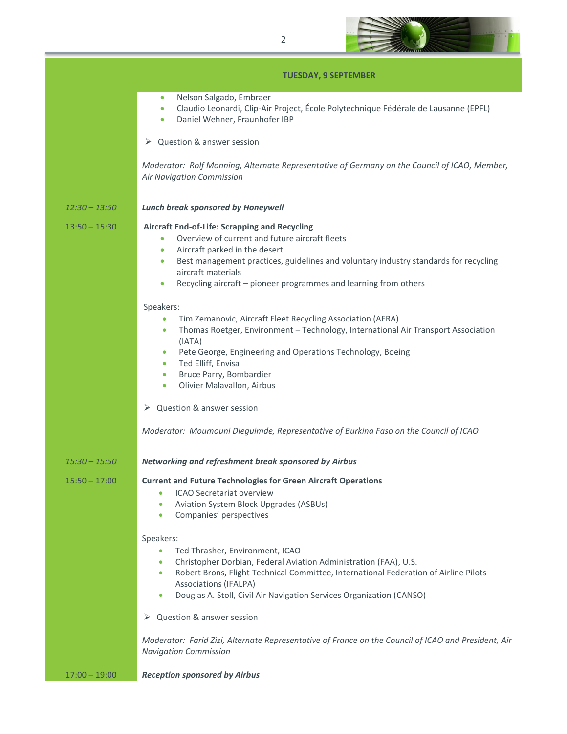## TUESDAY, 9 SEPTEMBER

- Nelson Salgado, Embraer
- Claudio Leonardi, Clip-Air Project, École Polytechnique Fédérale de Lausanne (EPFL)
- Daniel Wehner, Fraunhofer IBP

➢ Question & answer session

*Moderator: Rolf Monning, Alternate Representative of Germany on the Council of ICAO, Member, Air Navigation Commission*

*12:30 – 13:50* ***Lunch break sponsored by Honeywell***

13:50 – 15:30 **Aircraft End-of-Life: Scrapping and Recycling**

- Overview of current and future aircraft fleets
- Aircraft parked in the desert
- Best management practices, guidelines and voluntary industry standards for recycling aircraft materials
- Recycling aircraft – pioneer programmes and learning from others

Speakers:

- Tim Zemanovic, Aircraft Fleet Recycling Association (AFRA)
- Thomas Roetger, Environment – Technology, International Air Transport Association (IATA)
- Pete George, Engineering and Operations Technology, Boeing
- Ted Elliff, Envisa
- Bruce Parry, Bombardier
- Olivier Malavallon, Airbus

➢ Question & answer session

*Moderator: Moumouni Dieguimde, Representative of Burkina Faso on the Council of ICAO*

*15:30 – 15:50* ***Networking and refreshment break sponsored by Airbus***

15:50 – 17:00 **Current and Future Technologies for Green Aircraft Operations**

- ICAO Secretariat overview
- Aviation System Block Upgrades (ASBUs)
- Companies' perspectives

Speakers:

- Ted Thrasher, Environment, ICAO
- Christopher Dorbian, Federal Aviation Administration (FAA), U.S.
- Robert Brons, Flight Technical Committee, International Federation of Airline Pilots Associations (IFALPA)
- Douglas A. Stoll, Civil Air Navigation Services Organization (CANSO)

➢ Question & answer session

*Moderator: Farid Zizi, Alternate Representative of France on the Council of ICAO and President, Air Navigation Commission*

17:00 – 19:00 ***Reception sponsored by Airbus***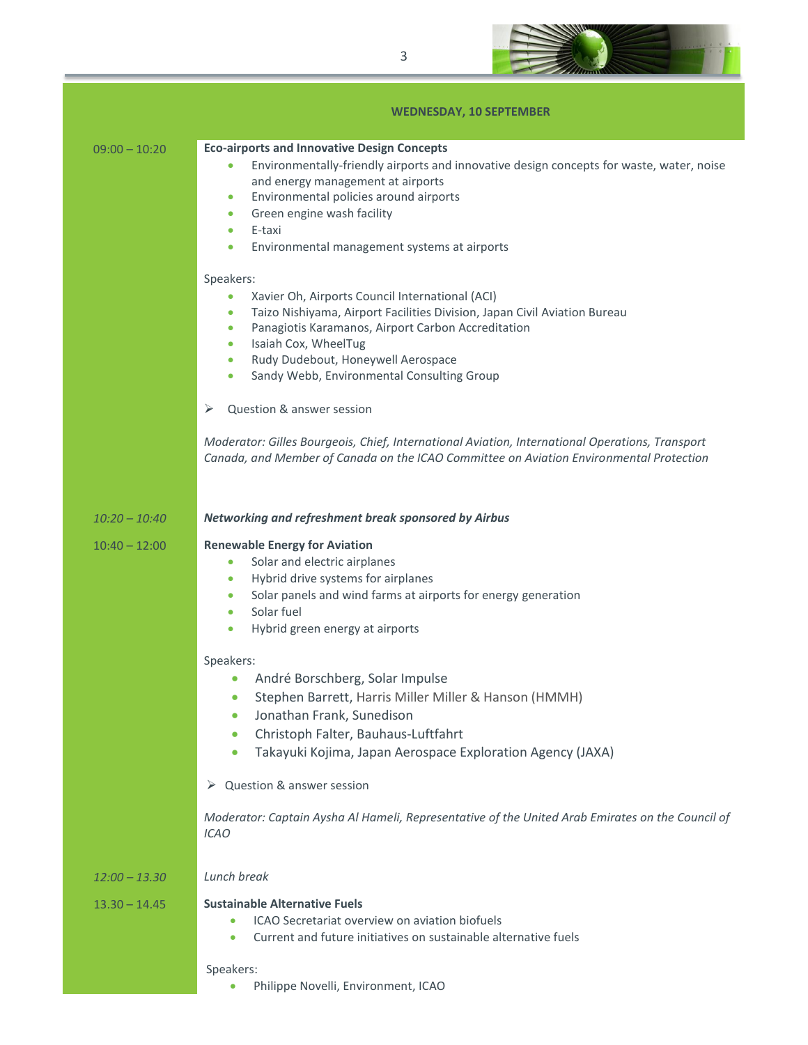## WEDNESDAY, 10 SEPTEMBER

**09:00 – 10:20** **Eco-airports and Innovative Design Concepts**

- Environmentally-friendly airports and innovative design concepts for waste, water, noise and energy management at airports
- Environmental policies around airports
- Green engine wash facility
- E-taxi
- Environmental management systems at airports

Speakers:

- Xavier Oh, Airports Council International (ACI)
- Taizo Nishiyama, Airport Facilities Division, Japan Civil Aviation Bureau
- Panagiotis Karamanos, Airport Carbon Accreditation
- Isaiah Cox, WheelTug
- Rudy Dudebout, Honeywell Aerospace
- Sandy Webb, Environmental Consulting Group

➢ Question & answer session

*Moderator: Gilles Bourgeois, Chief, International Aviation, International Operations, Transport Canada, and Member of Canada on the ICAO Committee on Aviation Environmental Protection*

*10:20 – 10:40* ***Networking and refreshment break sponsored by Airbus***

**10:40 – 12:00** **Renewable Energy for Aviation**

- Solar and electric airplanes
- Hybrid drive systems for airplanes
- Solar panels and wind farms at airports for energy generation
- Solar fuel
- Hybrid green energy at airports

Speakers:

- André Borschberg, Solar Impulse
- Stephen Barrett, Harris Miller Miller & Hanson (HMMH)
- Jonathan Frank, Sunedison
- Christoph Falter, Bauhaus-Luftfahrt
- Takayuki Kojima, Japan Aerospace Exploration Agency (JAXA)

➢ Question & answer session

*Moderator: Captain Aysha Al Hameli, Representative of the United Arab Emirates on the Council of ICAO*

*12:00 – 13.30* *Lunch break*

**13.30 – 14.45** **Sustainable Alternative Fuels**

- ICAO Secretariat overview on aviation biofuels
- Current and future initiatives on sustainable alternative fuels

Speakers:

- Philippe Novelli, Environment, ICAO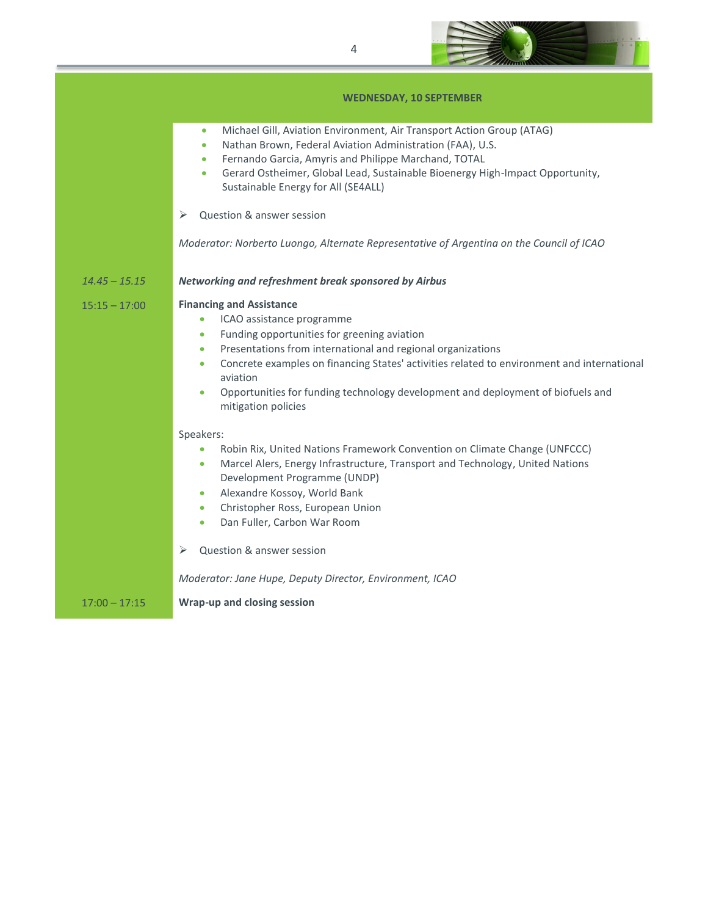**WEDNESDAY, 10 SEPTEMBER**

- Michael Gill, Aviation Environment, Air Transport Action Group (ATAG)
- Nathan Brown, Federal Aviation Administration (FAA), U.S.
- Fernando Garcia, Amyris and Philippe Marchand, TOTAL
- Gerard Ostheimer, Global Lead, Sustainable Bioenergy High-Impact Opportunity, Sustainable Energy for All (SE4ALL)

➢ Question & answer session

*Moderator: Norberto Luongo, Alternate Representative of Argentina on the Council of ICAO*

*14.45 – 15.15* ***Networking and refreshment break sponsored by Airbus***

15:15 – 17:00 **Financing and Assistance**

- ICAO assistance programme
- Funding opportunities for greening aviation
- Presentations from international and regional organizations
- Concrete examples on financing States' activities related to environment and international aviation
- Opportunities for funding technology development and deployment of biofuels and mitigation policies

Speakers:

- Robin Rix, United Nations Framework Convention on Climate Change (UNFCCC)
- Marcel Alers, Energy Infrastructure, Transport and Technology, United Nations Development Programme (UNDP)
- Alexandre Kossoy, World Bank
- Christopher Ross, European Union
- Dan Fuller, Carbon War Room

➢ Question & answer session

*Moderator: Jane Hupe, Deputy Director, Environment, ICAO*

17:00 – 17:15 **Wrap-up and closing session**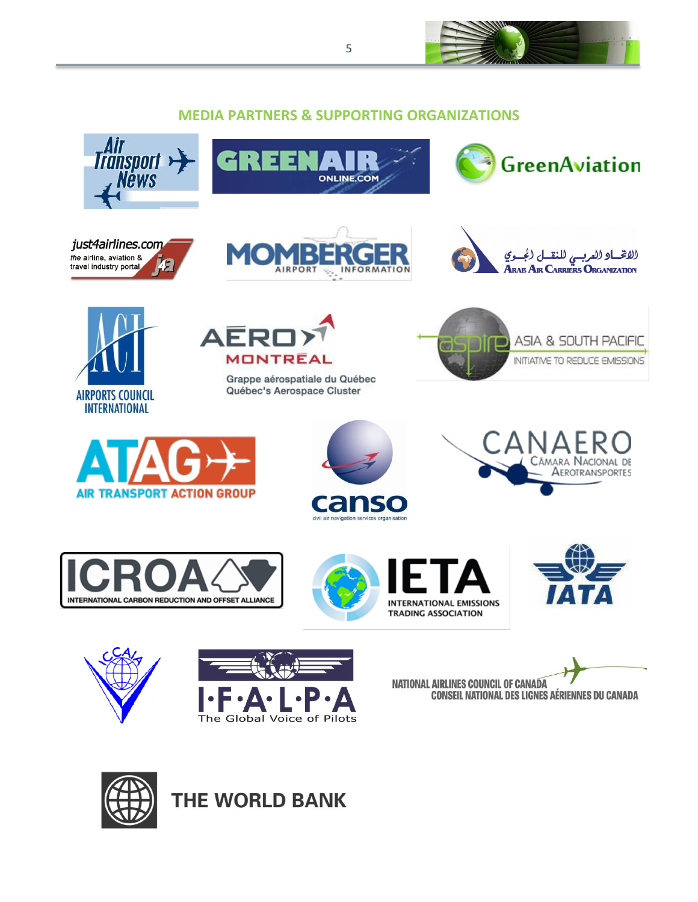## MEDIA PARTNERS & SUPPORTING ORGANIZATIONS

Air Transport News

GREENAIR ONLINE.COM

GreenAviation

just4airlines.com
the airline, aviation & travel industry portal

MOMBERGER AIRPORT INFORMATION

الاتحاد العربي للنقل الجوي
Arab Air Carriers Organization

ACI
AIRPORTS COUNCIL INTERNATIONAL

AÉRO MONTRÉAL
Grappe aérospatiale du Québec
Québec's Aerospace Cluster

aspire
ASIA & SOUTH PACIFIC
INITIATIVE TO REDUCE EMISSIONS

ATAG
AIR TRANSPORT ACTION GROUP

canso
civil air navigation services organisation

CANAERO
CÁMARA NACIONAL DE AEROTRANSPORTES

ICROA
INTERNATIONAL CARBON REDUCTION AND OFFSET ALLIANCE

IETA
INTERNATIONAL EMISSIONS TRADING ASSOCIATION

IATA

CCAIA

I·F·A·L·P·A
The Global Voice of Pilots

NATIONAL AIRLINES COUNCIL OF CANADA
CONSEIL NATIONAL DES LIGNES AÉRIENNES DU CANADA

THE WORLD BANK